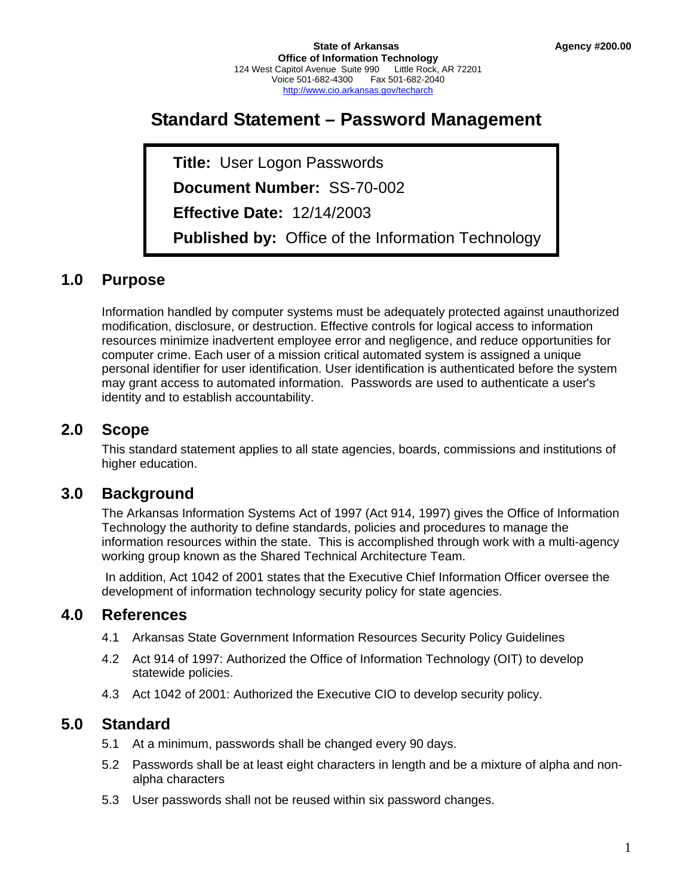**State of Arkansas**
**Office of Information Technology**
124 West Capitol Avenue Suite 990 Little Rock, AR 72201
Voice 501-682-4300 Fax 501-682-2040
http://www.cio.arkansas.gov/techarch

**Agency #200.00**

# Standard Statement – Password Management

**Title:** User Logon Passwords

**Document Number:** SS-70-002

**Effective Date:** 12/14/2003

**Published by:** Office of the Information Technology

## 1.0 Purpose

Information handled by computer systems must be adequately protected against unauthorized modification, disclosure, or destruction. Effective controls for logical access to information resources minimize inadvertent employee error and negligence, and reduce opportunities for computer crime. Each user of a mission critical automated system is assigned a unique personal identifier for user identification. User identification is authenticated before the system may grant access to automated information. Passwords are used to authenticate a user's identity and to establish accountability.

## 2.0 Scope

This standard statement applies to all state agencies, boards, commissions and institutions of higher education.

## 3.0 Background

The Arkansas Information Systems Act of 1997 (Act 914, 1997) gives the Office of Information Technology the authority to define standards, policies and procedures to manage the information resources within the state. This is accomplished through work with a multi-agency working group known as the Shared Technical Architecture Team.

In addition, Act 1042 of 2001 states that the Executive Chief Information Officer oversee the development of information technology security policy for state agencies.

## 4.0 References

4.1 Arkansas State Government Information Resources Security Policy Guidelines

4.2 Act 914 of 1997: Authorized the Office of Information Technology (OIT) to develop statewide policies.

4.3 Act 1042 of 2001: Authorized the Executive CIO to develop security policy.

## 5.0 Standard

5.1 At a minimum, passwords shall be changed every 90 days.

5.2 Passwords shall be at least eight characters in length and be a mixture of alpha and non-alpha characters

5.3 User passwords shall not be reused within six password changes.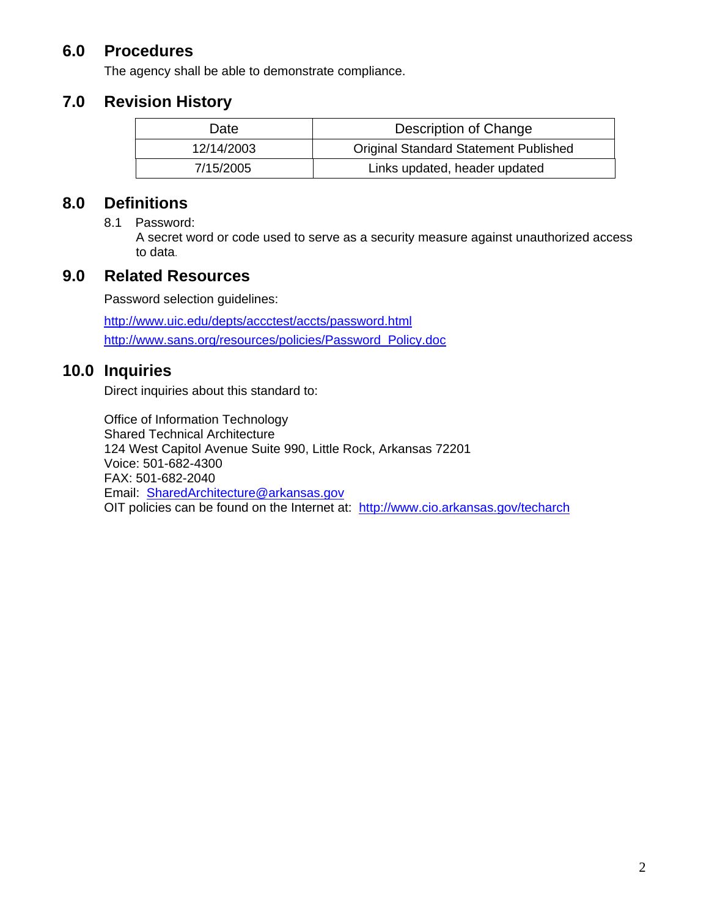## 6.0 Procedures

The agency shall be able to demonstrate compliance.

## 7.0 Revision History

| Date | Description of Change |
| --- | --- |
| 12/14/2003 | Original Standard Statement Published |
| 7/15/2005 | Links updated, header updated |

## 8.0 Definitions

8.1 Password:
A secret word or code used to serve as a security measure against unauthorized access to data.

## 9.0 Related Resources

Password selection guidelines:

http://www.uic.edu/depts/accctest/accts/password.html

http://www.sans.org/resources/policies/Password_Policy.doc

## 10.0 Inquiries

Direct inquiries about this standard to:

Office of Information Technology
Shared Technical Architecture
124 West Capitol Avenue Suite 990, Little Rock, Arkansas 72201
Voice: 501-682-4300
FAX: 501-682-2040
Email: SharedArchitecture@arkansas.gov
OIT policies can be found on the Internet at: http://www.cio.arkansas.gov/techarch